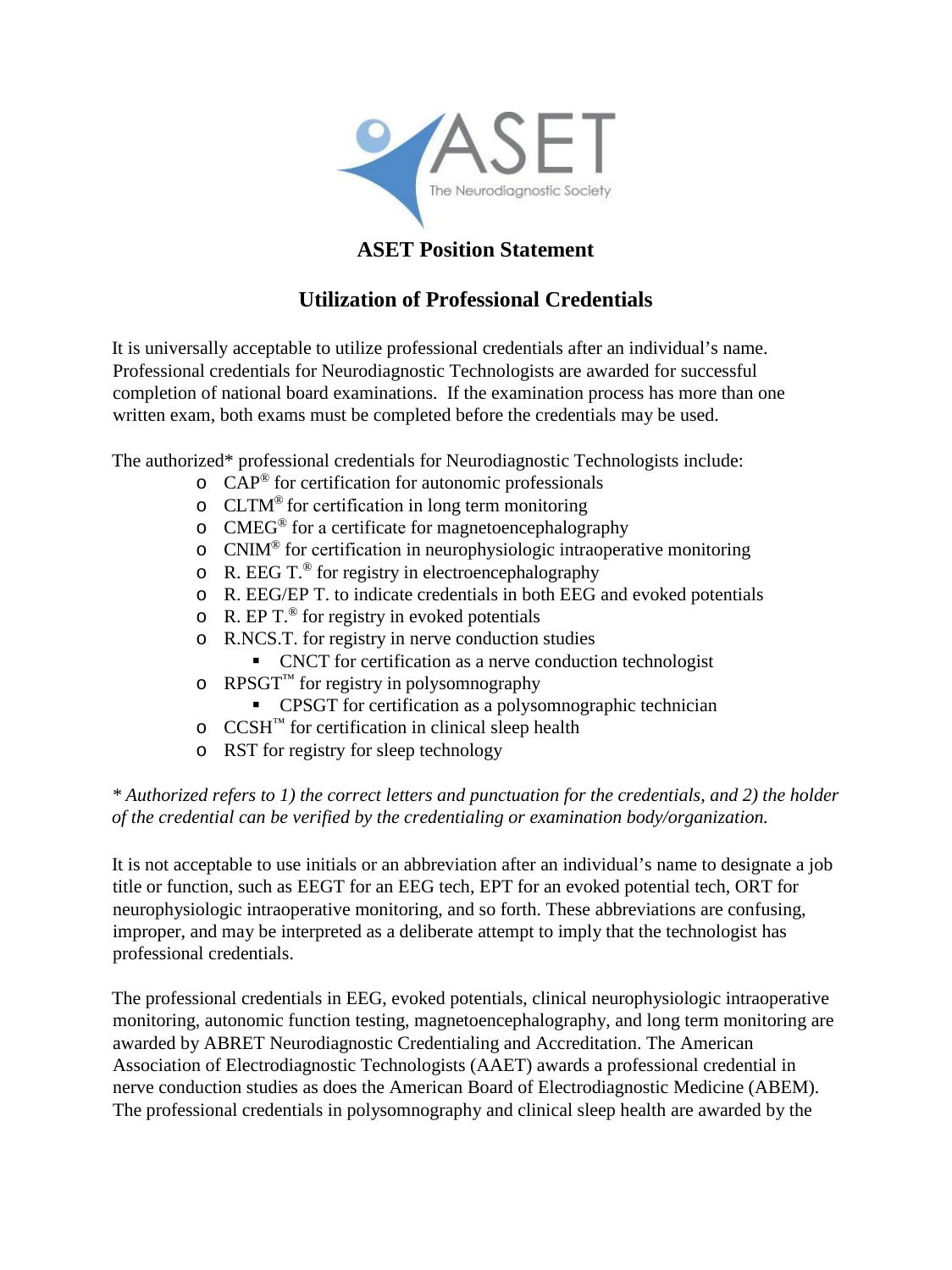ASET

The Neurodiagnostic Society

## ASET Position Statement

## Utilization of Professional Credentials

It is universally acceptable to utilize professional credentials after an individual's name. Professional credentials for Neurodiagnostic Technologists are awarded for successful completion of national board examinations. If the examination process has more than one written exam, both exams must be completed before the credentials may be used.

The authorized* professional credentials for Neurodiagnostic Technologists include:

- CAP® for certification for autonomic professionals
- CLTM® for certification in long term monitoring
- CMEG® for a certificate for magnetoencephalography
- CNIM® for certification in neurophysiologic intraoperative monitoring
- R. EEG T.® for registry in electroencephalography
- R. EEG/EP T. to indicate credentials in both EEG and evoked potentials
- R. EP T.® for registry in evoked potentials
- R.NCS.T. for registry in nerve conduction studies
  - CNCT for certification as a nerve conduction technologist
- RPSGT™ for registry in polysomnography
  - CPSGT for certification as a polysomnographic technician
- CCSH™ for certification in clinical sleep health
- RST for registry for sleep technology

*\* Authorized refers to 1) the correct letters and punctuation for the credentials, and 2) the holder of the credential can be verified by the credentialing or examination body/organization.*

It is not acceptable to use initials or an abbreviation after an individual's name to designate a job title or function, such as EEGT for an EEG tech, EPT for an evoked potential tech, ORT for neurophysiologic intraoperative monitoring, and so forth. These abbreviations are confusing, improper, and may be interpreted as a deliberate attempt to imply that the technologist has professional credentials.

The professional credentials in EEG, evoked potentials, clinical neurophysiologic intraoperative monitoring, autonomic function testing, magnetoencephalography, and long term monitoring are awarded by ABRET Neurodiagnostic Credentialing and Accreditation. The American Association of Electrodiagnostic Technologists (AAET) awards a professional credential in nerve conduction studies as does the American Board of Electrodiagnostic Medicine (ABEM). The professional credentials in polysomnography and clinical sleep health are awarded by the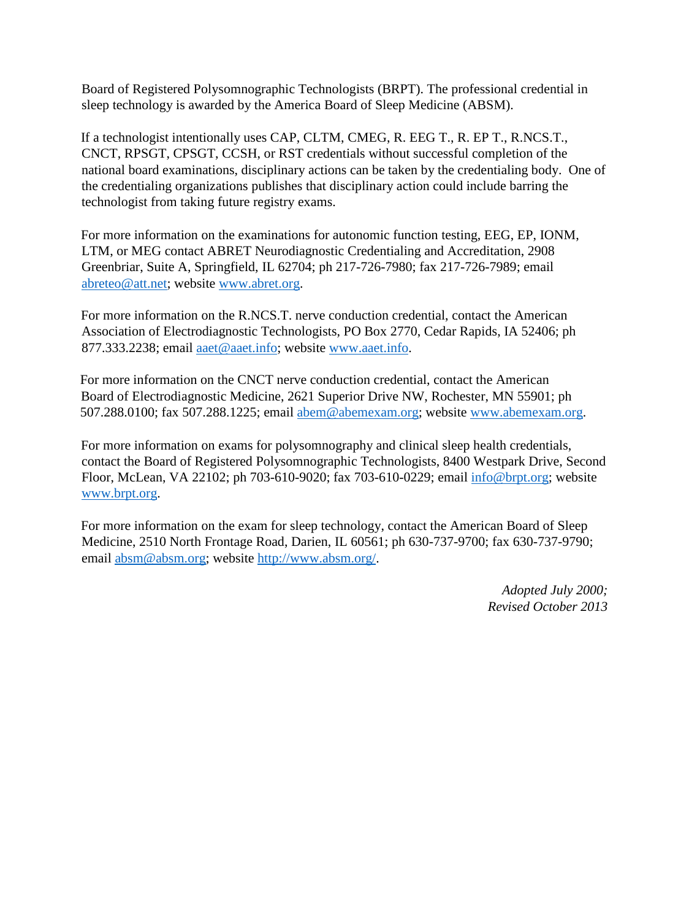Board of Registered Polysomnographic Technologists (BRPT). The professional credential in sleep technology is awarded by the America Board of Sleep Medicine (ABSM).

If a technologist intentionally uses CAP, CLTM, CMEG, R. EEG T., R. EP T., R.NCS.T., CNCT, RPSGT, CPSGT, CCSH, or RST credentials without successful completion of the national board examinations, disciplinary actions can be taken by the credentialing body. One of the credentialing organizations publishes that disciplinary action could include barring the technologist from taking future registry exams.

For more information on the examinations for autonomic function testing, EEG, EP, IONM, LTM, or MEG contact ABRET Neurodiagnostic Credentialing and Accreditation, 2908 Greenbriar, Suite A, Springfield, IL 62704; ph 217-726-7980; fax 217-726-7989; email abreteo@att.net; website www.abret.org.

For more information on the R.NCS.T. nerve conduction credential, contact the American Association of Electrodiagnostic Technologists, PO Box 2770, Cedar Rapids, IA 52406; ph 877.333.2238; email aaet@aaet.info; website www.aaet.info.

For more information on the CNCT nerve conduction credential, contact the American Board of Electrodiagnostic Medicine, 2621 Superior Drive NW, Rochester, MN 55901; ph 507.288.0100; fax 507.288.1225; email abem@abemexam.org; website www.abemexam.org.

For more information on exams for polysomnography and clinical sleep health credentials, contact the Board of Registered Polysomnographic Technologists, 8400 Westpark Drive, Second Floor, McLean, VA 22102; ph 703-610-9020; fax 703-610-0229; email info@brpt.org; website www.brpt.org.

For more information on the exam for sleep technology, contact the American Board of Sleep Medicine, 2510 North Frontage Road, Darien, IL 60561; ph 630-737-9700; fax 630-737-9790; email absm@absm.org; website http://www.absm.org/.

*Adopted July 2000;*
*Revised October 2013*